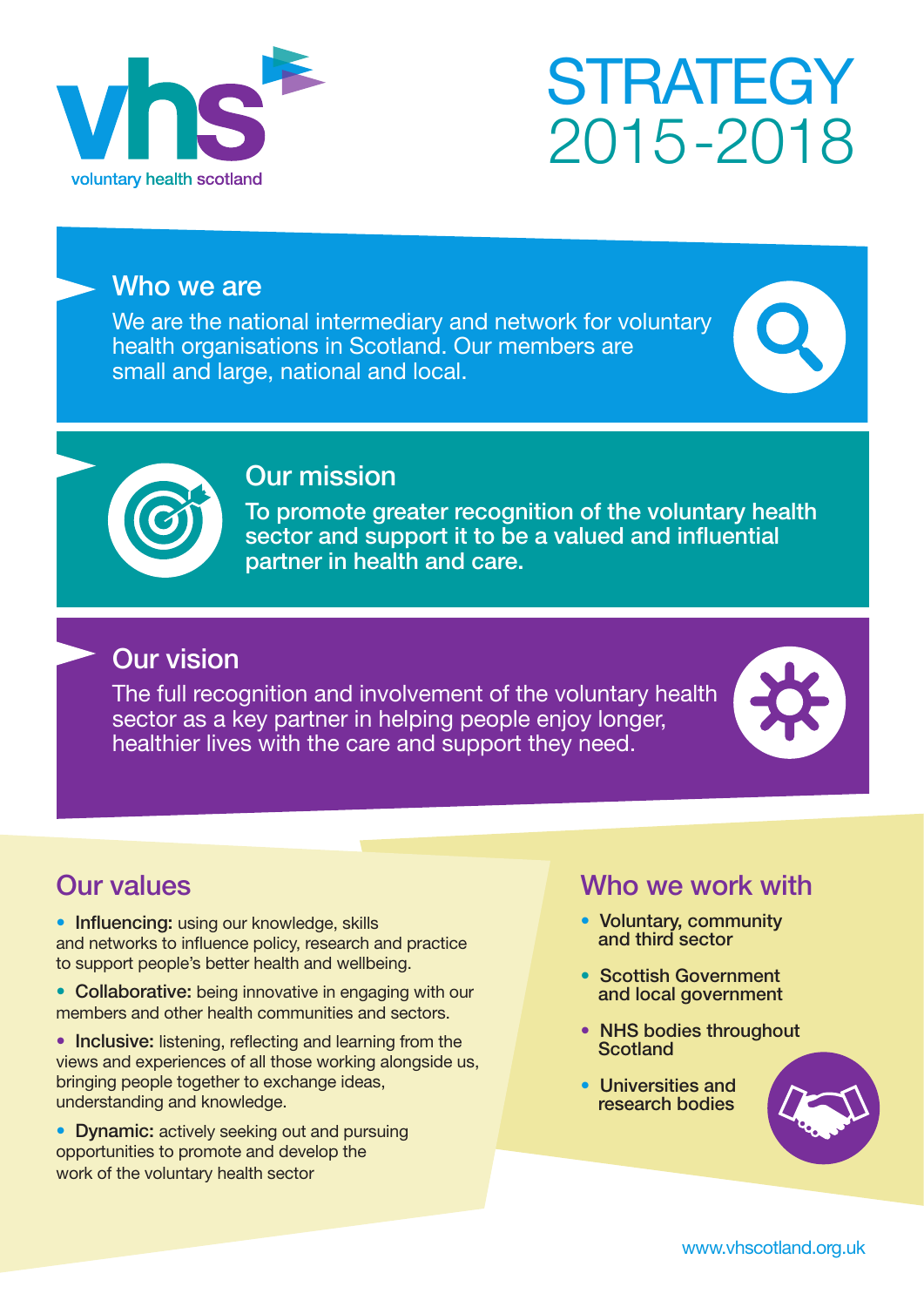vhs

voluntary health scotland

# STRATEGY 2015-2018

## Who we are

We are the national intermediary and network for voluntary health organisations in Scotland. Our members are small and large, national and local.

## Our mission

**To promote greater recognition of the voluntary health sector and support it to be a valued and influential partner in health and care.**

## Our vision

The full recognition and involvement of the voluntary health sector as a key partner in helping people enjoy longer, healthier lives with the care and support they need.

## Our values

- **Influencing:** using our knowledge, skills and networks to influence policy, research and practice to support people's better health and wellbeing.
- **Collaborative:** being innovative in engaging with our members and other health communities and sectors.
- **Inclusive:** listening, reflecting and learning from the views and experiences of all those working alongside us, bringing people together to exchange ideas, understanding and knowledge.
- **Dynamic:** actively seeking out and pursuing opportunities to promote and develop the work of the voluntary health sector

## Who we work with

- **Voluntary, community and third sector**
- **Scottish Government and local government**
- **NHS bodies throughout Scotland**
- **Universities and research bodies**

www.vhscotland.org.uk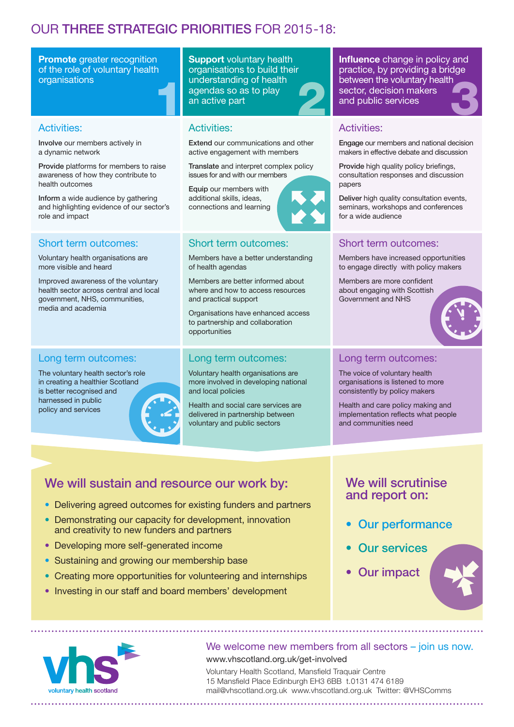# OUR THREE STRATEGIC PRIORITIES FOR 2015-18:

## 1. **Promote** greater recognition of the role of voluntary health organisations

### Activities:

**Involve** our members actively in a dynamic network

**Provide** platforms for members to raise awareness of how they contribute to health outcomes

**Inform** a wide audience by gathering and highlighting evidence of our sector's role and impact

### Short term outcomes:

Voluntary health organisations are more visible and heard

Improved awareness of the voluntary health sector across central and local government, NHS, communities, media and academia

### Long term outcomes:

The voluntary health sector's role in creating a healthier Scotland is better recognised and harnessed in public policy and services

## 2. **Support** voluntary health organisations to build their understanding of health agendas so as to play an active part

### Activities:

**Extend** our communications and other active engagement with members

**Translate** and interpret complex policy issues for and with our members

**Equip** our members with additional skills, ideas, connections and learning

### Short term outcomes:

Members have a better understanding of health agendas

Members are better informed about where and how to access resources and practical support

Organisations have enhanced access to partnership and collaboration opportunities

### Long term outcomes:

Voluntary health organisations are more involved in developing national and local policies

Health and social care services are delivered in partnership between voluntary and public sectors

## 3. **Influence** change in policy and practice, by providing a bridge between the voluntary health sector, decision makers and public services

### Activities:

**Engage** our members and national decision makers in effective debate and discussion

**Provide** high quality policy briefings, consultation responses and discussion papers

**Deliver** high quality consultation events, seminars, workshops and conferences for a wide audience

### Short term outcomes:

Members have increased opportunities to engage directly with policy makers

Members are more confident about engaging with Scottish Government and NHS

### Long term outcomes:

The voice of voluntary health organisations is listened to more consistently by policy makers

Health and care policy making and implementation reflects what people and communities need

## We will sustain and resource our work by:

- Delivering agreed outcomes for existing funders and partners
- Demonstrating our capacity for development, innovation and creativity to new funders and partners
- Developing more self-generated income
- Sustaining and growing our membership base
- Creating more opportunities for volunteering and internships
- Investing in our staff and board members' development

## We will scrutinise and report on:

- Our performance
- Our services
- Our impact

---

vhs voluntary health scotland

We welcome new members from all sectors – join us now.

www.vhscotland.org.uk/get-involved

Voluntary Health Scotland, Mansfield Traquair Centre
15 Mansfield Place Edinburgh EH3 6BB t.0131 474 6189
mail@vhscotland.org.uk www.vhscotland.org.uk Twitter: @VHSComms